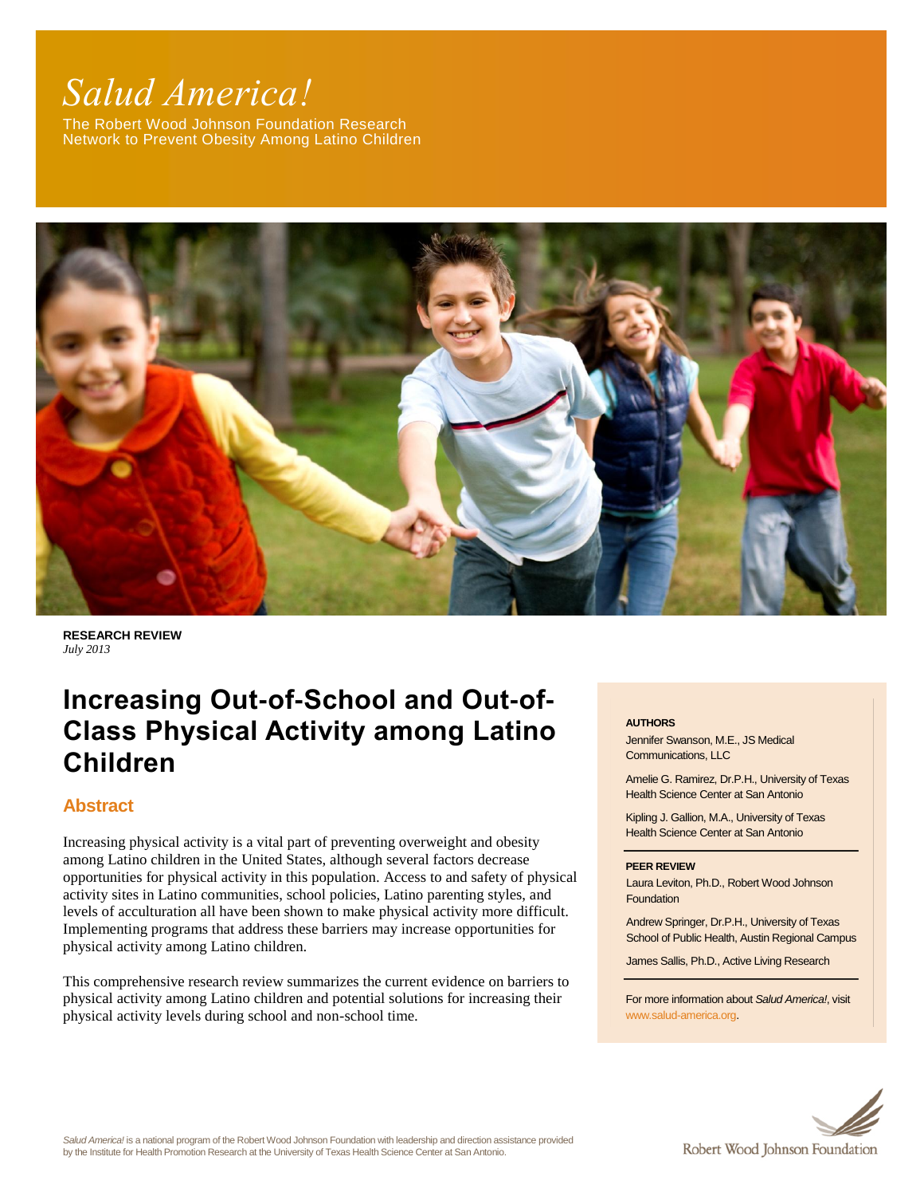# *Salud America!*

The Robert Wood Johnson Foundation Research Network to Prevent Obesity Among Latino Children

**RESEARCH REVIEW**
*July 2013*

# Increasing Out-of-School and Out-of-Class Physical Activity among Latino Children

## Abstract

Increasing physical activity is a vital part of preventing overweight and obesity among Latino children in the United States, although several factors decrease opportunities for physical activity in this population. Access to and safety of physical activity sites in Latino communities, school policies, Latino parenting styles, and levels of acculturation all have been shown to make physical activity more difficult. Implementing programs that address these barriers may increase opportunities for physical activity among Latino children.

This comprehensive research review summarizes the current evidence on barriers to physical activity among Latino children and potential solutions for increasing their physical activity levels during school and non-school time.

**AUTHORS**

Jennifer Swanson, M.E., JS Medical Communications, LLC

Amelie G. Ramirez, Dr.P.H., University of Texas Health Science Center at San Antonio

Kipling J. Gallion, M.A., University of Texas Health Science Center at San Antonio

**PEER REVIEW**

Laura Leviton, Ph.D., Robert Wood Johnson Foundation

Andrew Springer, Dr.P.H., University of Texas School of Public Health, Austin Regional Campus

James Sallis, Ph.D., Active Living Research

For more information about *Salud America!*, visit www.salud-america.org.

*Salud America!* is a national program of the Robert Wood Johnson Foundation with leadership and direction assistance provided by the Institute for Health Promotion Research at the University of Texas Health Science Center at San Antonio.

Robert Wood Johnson Foundation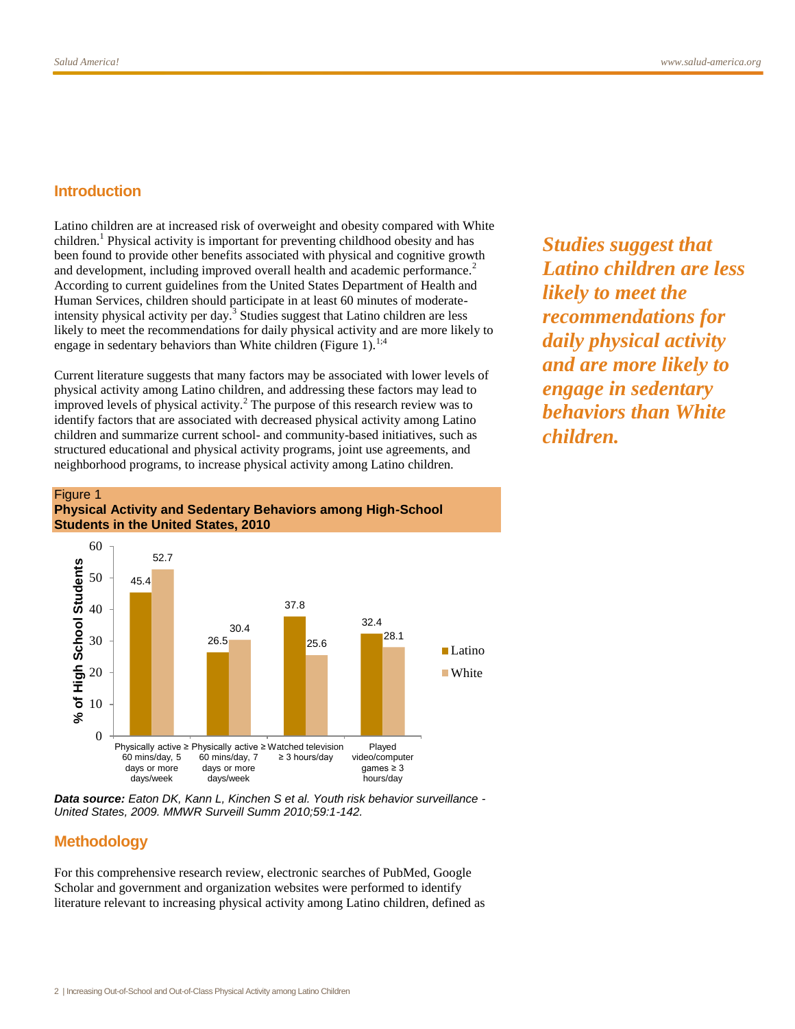## Introduction

Latino children are at increased risk of overweight and obesity compared with White children.[1] Physical activity is important for preventing childhood obesity and has been found to provide other benefits associated with physical and cognitive growth and development, including improved overall health and academic performance.[2] According to current guidelines from the United States Department of Health and Human Services, children should participate in at least 60 minutes of moderate-intensity physical activity per day.[3] Studies suggest that Latino children are less likely to meet the recommendations for daily physical activity and are more likely to engage in sedentary behaviors than White children (Figure 1).[1;4]

*Studies suggest that Latino children are less likely to meet the recommendations for daily physical activity and are more likely to engage in sedentary behaviors than White children.*

Current literature suggests that many factors may be associated with lower levels of physical activity among Latino children, and addressing these factors may lead to improved levels of physical activity.[2] The purpose of this research review was to identify factors that are associated with decreased physical activity among Latino children and summarize current school- and community-based initiatives, such as structured educational and physical activity programs, joint use agreements, and neighborhood programs, to increase physical activity among Latino children.

Figure 1
**Physical Activity and Sedentary Behaviors among High-School Students in the United States, 2010**

| % of High School Students | Latino | White |
|---|---|---|
| Physically active ≥ 60 mins/day, 5 days or more days/week | 45.4 | 52.7 |
| Physically active ≥ 60 mins/day, 7 days or more days/week | 26.5 | 30.4 |
| Watched television ≥ 3 hours/day | 37.8 | 25.6 |
| Played video/computer games ≥ 3 hours/day | 32.4 | 28.1 |

***Data source:*** *Eaton DK, Kann L, Kinchen S et al. Youth risk behavior surveillance - United States, 2009. MMWR Surveill Summ 2010;59:1-142.*

## Methodology

For this comprehensive research review, electronic searches of PubMed, Google Scholar and government and organization websites were performed to identify literature relevant to increasing physical activity among Latino children, defined as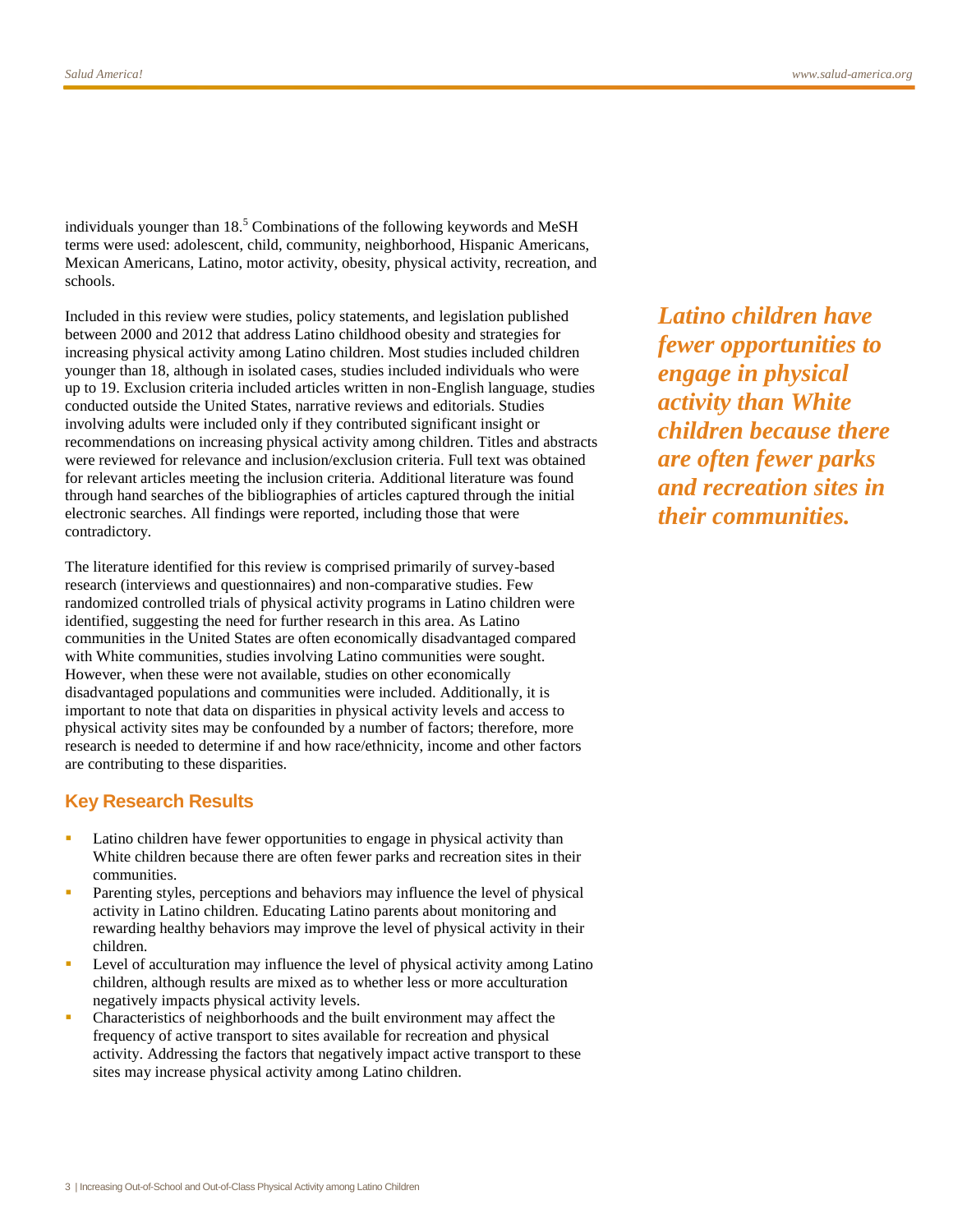individuals younger than 18.[5] Combinations of the following keywords and MeSH terms were used: adolescent, child, community, neighborhood, Hispanic Americans, Mexican Americans, Latino, motor activity, obesity, physical activity, recreation, and schools.

Included in this review were studies, policy statements, and legislation published between 2000 and 2012 that address Latino childhood obesity and strategies for increasing physical activity among Latino children. Most studies included children younger than 18, although in isolated cases, studies included individuals who were up to 19. Exclusion criteria included articles written in non-English language, studies conducted outside the United States, narrative reviews and editorials. Studies involving adults were included only if they contributed significant insight or recommendations on increasing physical activity among children. Titles and abstracts were reviewed for relevance and inclusion/exclusion criteria. Full text was obtained for relevant articles meeting the inclusion criteria. Additional literature was found through hand searches of the bibliographies of articles captured through the initial electronic searches. All findings were reported, including those that were contradictory.

***Latino children have fewer opportunities to engage in physical activity than White children because there are often fewer parks and recreation sites in their communities.***

The literature identified for this review is comprised primarily of survey-based research (interviews and questionnaires) and non-comparative studies. Few randomized controlled trials of physical activity programs in Latino children were identified, suggesting the need for further research in this area. As Latino communities in the United States are often economically disadvantaged compared with White communities, studies involving Latino communities were sought. However, when these were not available, studies on other economically disadvantaged populations and communities were included. Additionally, it is important to note that data on disparities in physical activity levels and access to physical activity sites may be confounded by a number of factors; therefore, more research is needed to determine if and how race/ethnicity, income and other factors are contributing to these disparities.

## Key Research Results

- Latino children have fewer opportunities to engage in physical activity than White children because there are often fewer parks and recreation sites in their communities.
- Parenting styles, perceptions and behaviors may influence the level of physical activity in Latino children. Educating Latino parents about monitoring and rewarding healthy behaviors may improve the level of physical activity in their children.
- Level of acculturation may influence the level of physical activity among Latino children, although results are mixed as to whether less or more acculturation negatively impacts physical activity levels.
- Characteristics of neighborhoods and the built environment may affect the frequency of active transport to sites available for recreation and physical activity. Addressing the factors that negatively impact active transport to these sites may increase physical activity among Latino children.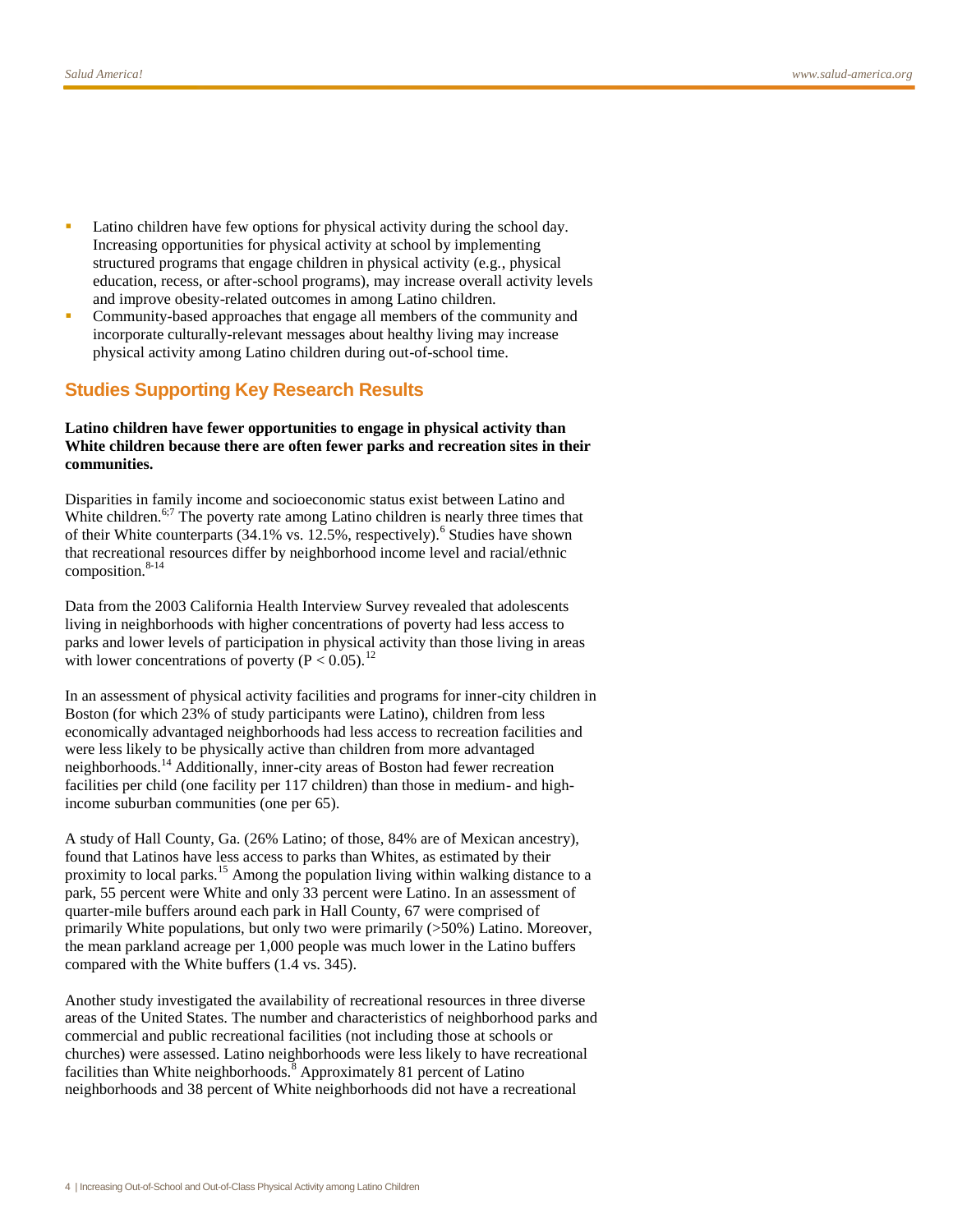- Latino children have few options for physical activity during the school day. Increasing opportunities for physical activity at school by implementing structured programs that engage children in physical activity (e.g., physical education, recess, or after-school programs), may increase overall activity levels and improve obesity-related outcomes in among Latino children.
- Community-based approaches that engage all members of the community and incorporate culturally-relevant messages about healthy living may increase physical activity among Latino children during out-of-school time.

## Studies Supporting Key Research Results

**Latino children have fewer opportunities to engage in physical activity than White children because there are often fewer parks and recreation sites in their communities.**

Disparities in family income and socioeconomic status exist between Latino and White children.[6;7] The poverty rate among Latino children is nearly three times that of their White counterparts (34.1% vs. 12.5%, respectively).[6] Studies have shown that recreational resources differ by neighborhood income level and racial/ethnic composition.[8-14]

Data from the 2003 California Health Interview Survey revealed that adolescents living in neighborhoods with higher concentrations of poverty had less access to parks and lower levels of participation in physical activity than those living in areas with lower concentrations of poverty ($P < 0.05$).[12]

In an assessment of physical activity facilities and programs for inner-city children in Boston (for which 23% of study participants were Latino), children from less economically advantaged neighborhoods had less access to recreation facilities and were less likely to be physically active than children from more advantaged neighborhoods.[14] Additionally, inner-city areas of Boston had fewer recreation facilities per child (one facility per 117 children) than those in medium- and high-income suburban communities (one per 65).

A study of Hall County, Ga. (26% Latino; of those, 84% are of Mexican ancestry), found that Latinos have less access to parks than Whites, as estimated by their proximity to local parks.[15] Among the population living within walking distance to a park, 55 percent were White and only 33 percent were Latino. In an assessment of quarter-mile buffers around each park in Hall County, 67 were comprised of primarily White populations, but only two were primarily (>50%) Latino. Moreover, the mean parkland acreage per 1,000 people was much lower in the Latino buffers compared with the White buffers (1.4 vs. 345).

Another study investigated the availability of recreational resources in three diverse areas of the United States. The number and characteristics of neighborhood parks and commercial and public recreational facilities (not including those at schools or churches) were assessed. Latino neighborhoods were less likely to have recreational facilities than White neighborhoods.[8] Approximately 81 percent of Latino neighborhoods and 38 percent of White neighborhoods did not have a recreational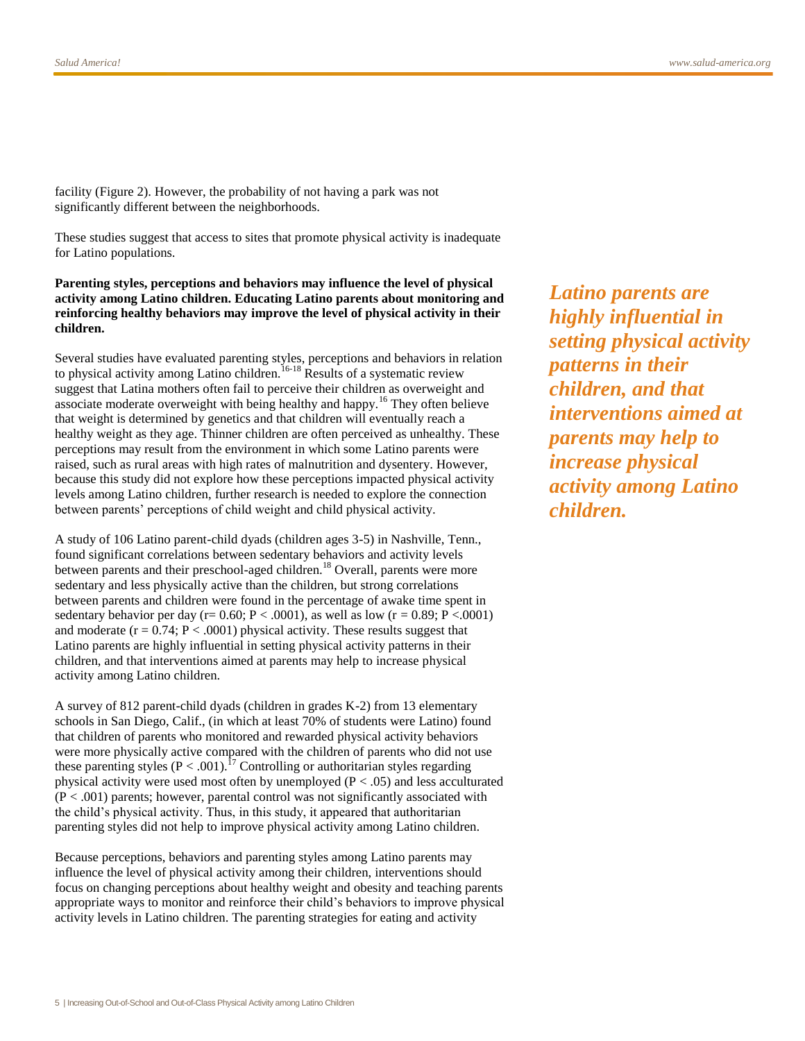facility (Figure 2). However, the probability of not having a park was not significantly different between the neighborhoods.

These studies suggest that access to sites that promote physical activity is inadequate for Latino populations.

**Parenting styles, perceptions and behaviors may influence the level of physical activity among Latino children. Educating Latino parents about monitoring and reinforcing healthy behaviors may improve the level of physical activity in their children.**

Several studies have evaluated parenting styles, perceptions and behaviors in relation to physical activity among Latino children.[16-18] Results of a systematic review suggest that Latina mothers often fail to perceive their children as overweight and associate moderate overweight with being healthy and happy.[16] They often believe that weight is determined by genetics and that children will eventually reach a healthy weight as they age. Thinner children are often perceived as unhealthy. These perceptions may result from the environment in which some Latino parents were raised, such as rural areas with high rates of malnutrition and dysentery. However, because this study did not explore how these perceptions impacted physical activity levels among Latino children, further research is needed to explore the connection between parents' perceptions of child weight and child physical activity.

A study of 106 Latino parent-child dyads (children ages 3-5) in Nashville, Tenn., found significant correlations between sedentary behaviors and activity levels between parents and their preschool-aged children.[18] Overall, parents were more sedentary and less physically active than the children, but strong correlations between parents and children were found in the percentage of awake time spent in sedentary behavior per day ($r = 0.60$; $P < .0001$), as well as low ($r = 0.89$; $P < .0001$) and moderate ($r = 0.74$; $P < .0001$) physical activity. These results suggest that Latino parents are highly influential in setting physical activity patterns in their children, and that interventions aimed at parents may help to increase physical activity among Latino children.

***Latino parents are highly influential in setting physical activity patterns in their children, and that interventions aimed at parents may help to increase physical activity among Latino children.***

A survey of 812 parent-child dyads (children in grades K-2) from 13 elementary schools in San Diego, Calif., (in which at least 70% of students were Latino) found that children of parents who monitored and rewarded physical activity behaviors were more physically active compared with the children of parents who did not use these parenting styles ($P < .001$).[17] Controlling or authoritarian styles regarding physical activity were used most often by unemployed ($P < .05$) and less acculturated ($P < .001$) parents; however, parental control was not significantly associated with the child's physical activity. Thus, in this study, it appeared that authoritarian parenting styles did not help to improve physical activity among Latino children.

Because perceptions, behaviors and parenting styles among Latino parents may influence the level of physical activity among their children, interventions should focus on changing perceptions about healthy weight and obesity and teaching parents appropriate ways to monitor and reinforce their child's behaviors to improve physical activity levels in Latino children. The parenting strategies for eating and activity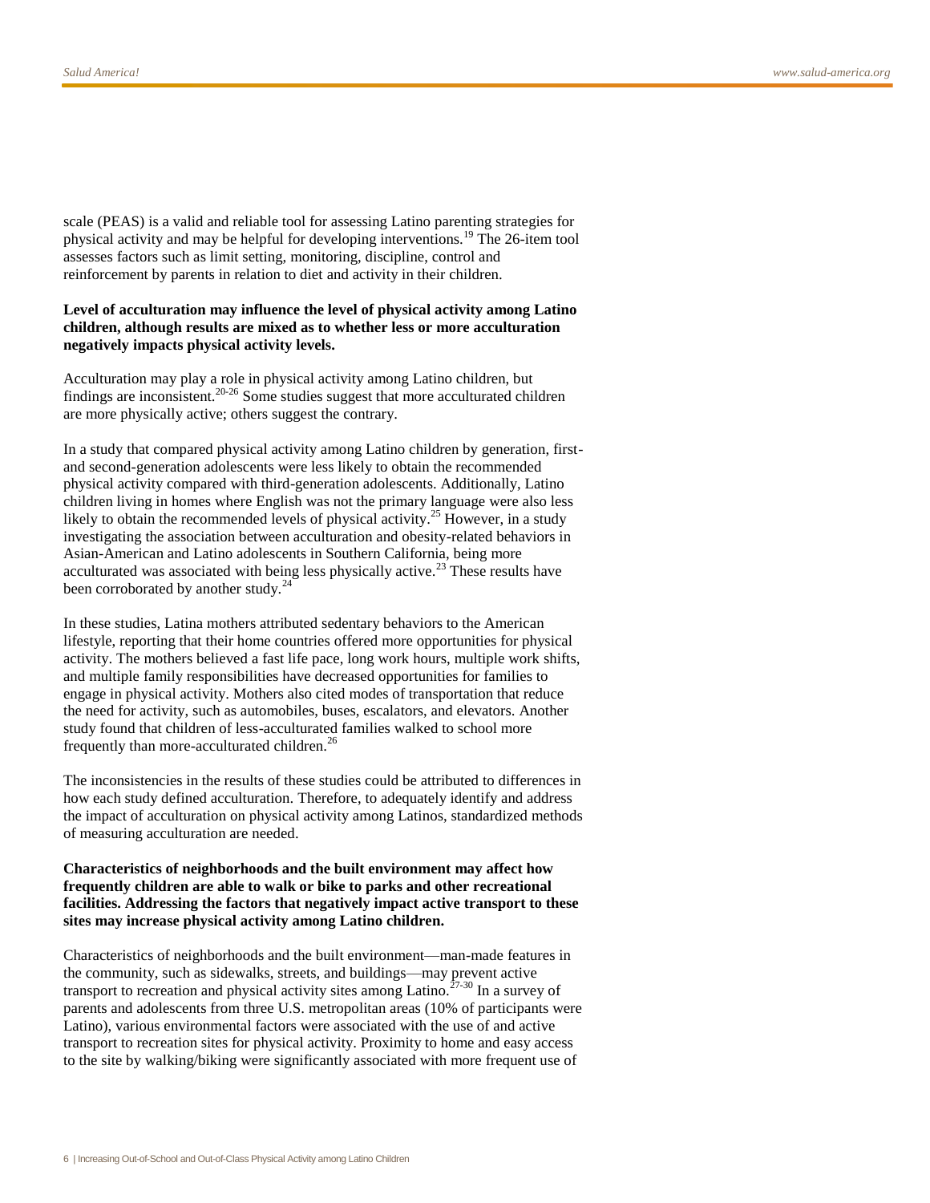scale (PEAS) is a valid and reliable tool for assessing Latino parenting strategies for physical activity and may be helpful for developing interventions.[19] The 26-item tool assesses factors such as limit setting, monitoring, discipline, control and reinforcement by parents in relation to diet and activity in their children.

**Level of acculturation may influence the level of physical activity among Latino children, although results are mixed as to whether less or more acculturation negatively impacts physical activity levels.**

Acculturation may play a role in physical activity among Latino children, but findings are inconsistent.[20-26] Some studies suggest that more acculturated children are more physically active; others suggest the contrary.

In a study that compared physical activity among Latino children by generation, first- and second-generation adolescents were less likely to obtain the recommended physical activity compared with third-generation adolescents. Additionally, Latino children living in homes where English was not the primary language were also less likely to obtain the recommended levels of physical activity.[25] However, in a study investigating the association between acculturation and obesity-related behaviors in Asian-American and Latino adolescents in Southern California, being more acculturated was associated with being less physically active.[23] These results have been corroborated by another study.[24]

In these studies, Latina mothers attributed sedentary behaviors to the American lifestyle, reporting that their home countries offered more opportunities for physical activity. The mothers believed a fast life pace, long work hours, multiple work shifts, and multiple family responsibilities have decreased opportunities for families to engage in physical activity. Mothers also cited modes of transportation that reduce the need for activity, such as automobiles, buses, escalators, and elevators. Another study found that children of less-acculturated families walked to school more frequently than more-acculturated children.[26]

The inconsistencies in the results of these studies could be attributed to differences in how each study defined acculturation. Therefore, to adequately identify and address the impact of acculturation on physical activity among Latinos, standardized methods of measuring acculturation are needed.

**Characteristics of neighborhoods and the built environment may affect how frequently children are able to walk or bike to parks and other recreational facilities. Addressing the factors that negatively impact active transport to these sites may increase physical activity among Latino children.**

Characteristics of neighborhoods and the built environment—man-made features in the community, such as sidewalks, streets, and buildings—may prevent active transport to recreation and physical activity sites among Latino.[27-30] In a survey of parents and adolescents from three U.S. metropolitan areas (10% of participants were Latino), various environmental factors were associated with the use of and active transport to recreation sites for physical activity. Proximity to home and easy access to the site by walking/biking were significantly associated with more frequent use of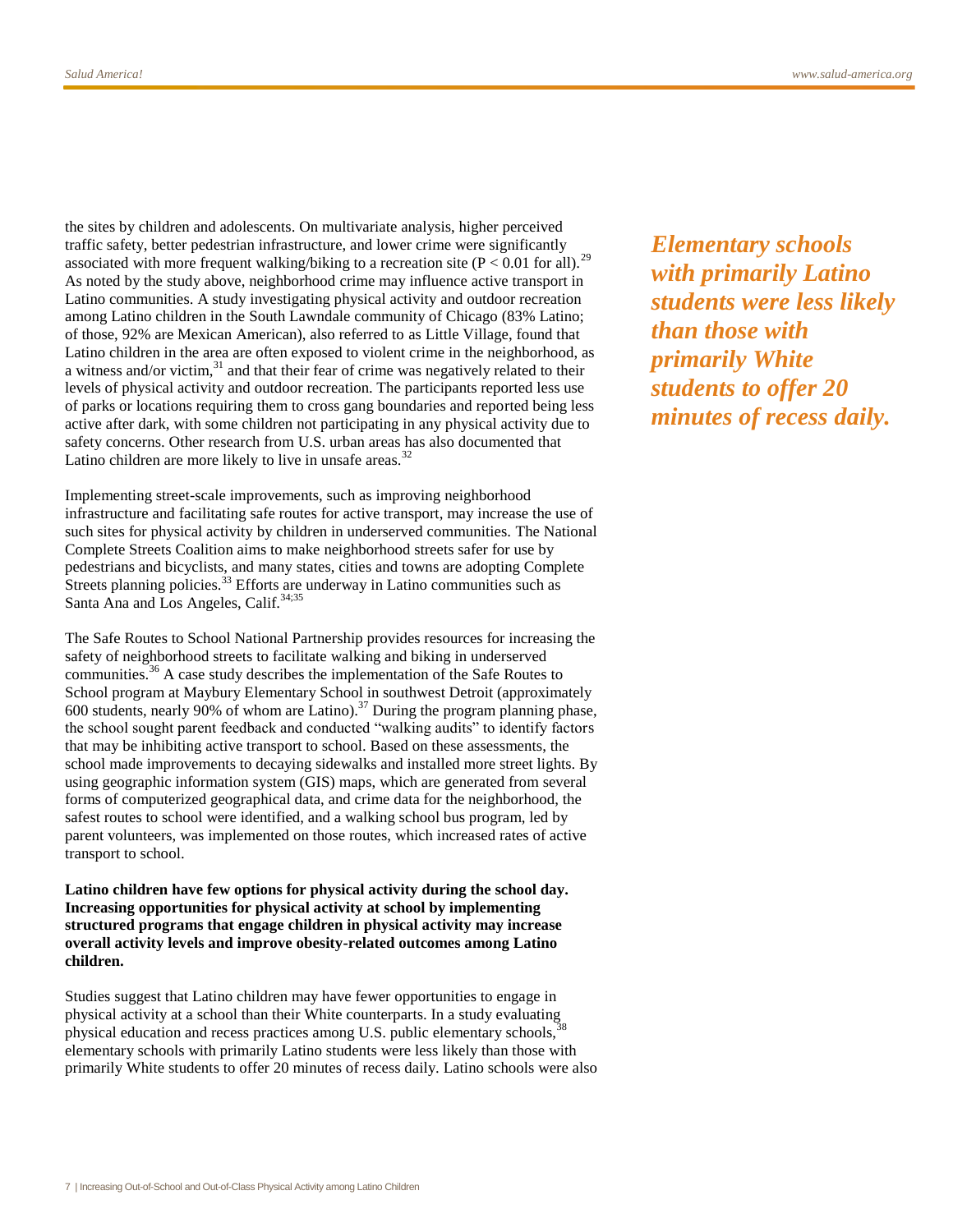the sites by children and adolescents. On multivariate analysis, higher perceived traffic safety, better pedestrian infrastructure, and lower crime were significantly associated with more frequent walking/biking to a recreation site ($P < 0.01$ for all).[29] As noted by the study above, neighborhood crime may influence active transport in Latino communities. A study investigating physical activity and outdoor recreation among Latino children in the South Lawndale community of Chicago (83% Latino; of those, 92% are Mexican American), also referred to as Little Village, found that Latino children in the area are often exposed to violent crime in the neighborhood, as a witness and/or victim,[31] and that their fear of crime was negatively related to their levels of physical activity and outdoor recreation. The participants reported less use of parks or locations requiring them to cross gang boundaries and reported being less active after dark, with some children not participating in any physical activity due to safety concerns. Other research from U.S. urban areas has also documented that Latino children are more likely to live in unsafe areas.[32]

***Elementary schools with primarily Latino students were less likely than those with primarily White students to offer 20 minutes of recess daily.***

Implementing street-scale improvements, such as improving neighborhood infrastructure and facilitating safe routes for active transport, may increase the use of such sites for physical activity by children in underserved communities. The National Complete Streets Coalition aims to make neighborhood streets safer for use by pedestrians and bicyclists, and many states, cities and towns are adopting Complete Streets planning policies.[33] Efforts are underway in Latino communities such as Santa Ana and Los Angeles, Calif.[34;35]

The Safe Routes to School National Partnership provides resources for increasing the safety of neighborhood streets to facilitate walking and biking in underserved communities.[36] A case study describes the implementation of the Safe Routes to School program at Maybury Elementary School in southwest Detroit (approximately 600 students, nearly 90% of whom are Latino).[37] During the program planning phase, the school sought parent feedback and conducted "walking audits" to identify factors that may be inhibiting active transport to school. Based on these assessments, the school made improvements to decaying sidewalks and installed more street lights. By using geographic information system (GIS) maps, which are generated from several forms of computerized geographical data, and crime data for the neighborhood, the safest routes to school were identified, and a walking school bus program, led by parent volunteers, was implemented on those routes, which increased rates of active transport to school.

**Latino children have few options for physical activity during the school day. Increasing opportunities for physical activity at school by implementing structured programs that engage children in physical activity may increase overall activity levels and improve obesity-related outcomes among Latino children.**

Studies suggest that Latino children may have fewer opportunities to engage in physical activity at a school than their White counterparts. In a study evaluating physical education and recess practices among U.S. public elementary schools,[38] elementary schools with primarily Latino students were less likely than those with primarily White students to offer 20 minutes of recess daily. Latino schools were also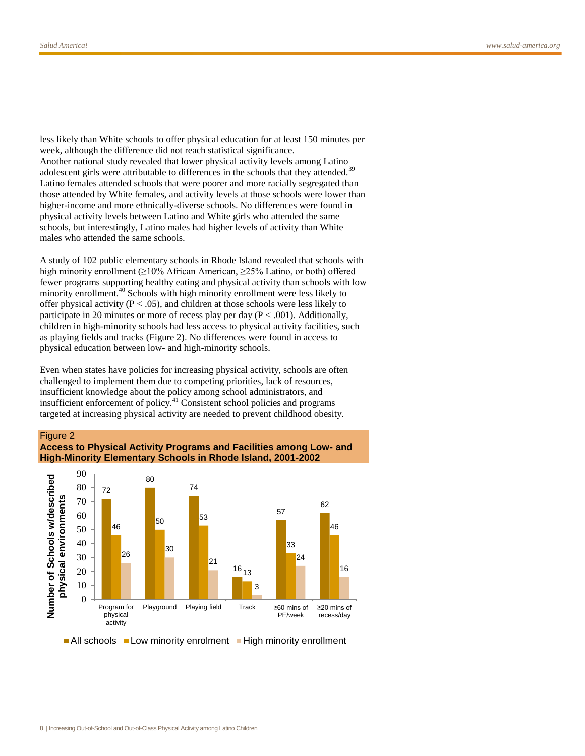less likely than White schools to offer physical education for at least 150 minutes per week, although the difference did not reach statistical significance.
Another national study revealed that lower physical activity levels among Latino adolescent girls were attributable to differences in the schools that they attended.[39] Latino females attended schools that were poorer and more racially segregated than those attended by White females, and activity levels at those schools were lower than higher-income and more ethnically-diverse schools. No differences were found in physical activity levels between Latino and White girls who attended the same schools, but interestingly, Latino males had higher levels of activity than White males who attended the same schools.

A study of 102 public elementary schools in Rhode Island revealed that schools with high minority enrollment (≥10% African American, ≥25% Latino, or both) offered fewer programs supporting healthy eating and physical activity than schools with low minority enrollment.[40] Schools with high minority enrollment were less likely to offer physical activity ($P < .05$), and children at those schools were less likely to participate in 20 minutes or more of recess play per day ($P < .001$). Additionally, children in high-minority schools had less access to physical activity facilities, such as playing fields and tracks (Figure 2). No differences were found in access to physical education between low- and high-minority schools.

Even when states have policies for increasing physical activity, schools are often challenged to implement them due to competing priorities, lack of resources, insufficient knowledge about the policy among school administrators, and insufficient enforcement of policy.[41] Consistent school policies and programs targeted at increasing physical activity are needed to prevent childhood obesity.

Figure 2

**Access to Physical Activity Programs and Facilities among Low- and High-Minority Elementary Schools in Rhode Island, 2001-2002**

| Number of Schools w/described physical environments | All schools | Low minority enrolment | High minority enrollment |
|---|---|---|---|
| Program for physical activity | 72 | 46 | 26 |
| Playground | 80 | 50 | 30 |
| Playing field | 74 | 53 | 21 |
| Track | 16 | 13 | 3 |
| ≥60 mins of PE/week | 57 | 33 | 24 |
| ≥20 mins of recess/day | 62 | 46 | 16 |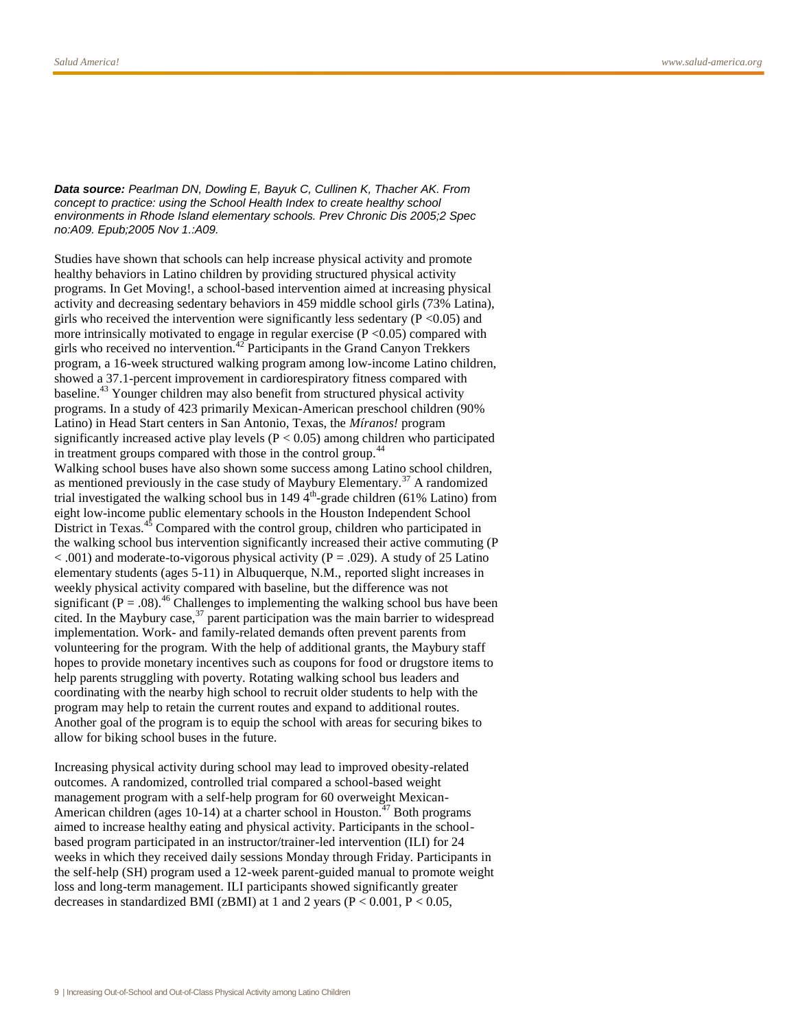***Data source:*** *Pearlman DN, Dowling E, Bayuk C, Cullinen K, Thacher AK. From concept to practice: using the School Health Index to create healthy school environments in Rhode Island elementary schools. Prev Chronic Dis 2005;2 Spec no:A09. Epub;2005 Nov 1.:A09.*

Studies have shown that schools can help increase physical activity and promote healthy behaviors in Latino children by providing structured physical activity programs. In Get Moving!, a school-based intervention aimed at increasing physical activity and decreasing sedentary behaviors in 459 middle school girls (73% Latina), girls who received the intervention were significantly less sedentary ($P < 0.05$) and more intrinsically motivated to engage in regular exercise ($P < 0.05$) compared with girls who received no intervention.[42] Participants in the Grand Canyon Trekkers program, a 16-week structured walking program among low-income Latino children, showed a 37.1-percent improvement in cardiorespiratory fitness compared with baseline.[43] Younger children may also benefit from structured physical activity programs. In a study of 423 primarily Mexican-American preschool children (90% Latino) in Head Start centers in San Antonio, Texas, the *Míranos!* program significantly increased active play levels ($P < 0.05$) among children who participated in treatment groups compared with those in the control group.[44]

Walking school buses have also shown some success among Latino school children, as mentioned previously in the case study of Maybury Elementary.[37] A randomized trial investigated the walking school bus in 149 4th-grade children (61% Latino) from eight low-income public elementary schools in the Houston Independent School District in Texas.[45] Compared with the control group, children who participated in the walking school bus intervention significantly increased their active commuting ($P < .001$) and moderate-to-vigorous physical activity ($P = .029$). A study of 25 Latino elementary students (ages 5-11) in Albuquerque, N.M., reported slight increases in weekly physical activity compared with baseline, but the difference was not significant ($P = .08$).[46] Challenges to implementing the walking school bus have been cited. In the Maybury case,[37] parent participation was the main barrier to widespread implementation. Work- and family-related demands often prevent parents from volunteering for the program. With the help of additional grants, the Maybury staff hopes to provide monetary incentives such as coupons for food or drugstore items to help parents struggling with poverty. Rotating walking school bus leaders and coordinating with the nearby high school to recruit older students to help with the program may help to retain the current routes and expand to additional routes. Another goal of the program is to equip the school with areas for securing bikes to allow for biking school buses in the future.

Increasing physical activity during school may lead to improved obesity-related outcomes. A randomized, controlled trial compared a school-based weight management program with a self-help program for 60 overweight Mexican-American children (ages 10-14) at a charter school in Houston.[47] Both programs aimed to increase healthy eating and physical activity. Participants in the school-based program participated in an instructor/trainer-led intervention (ILI) for 24 weeks in which they received daily sessions Monday through Friday. Participants in the self-help (SH) program used a 12-week parent-guided manual to promote weight loss and long-term management. ILI participants showed significantly greater decreases in standardized BMI (zBMI) at 1 and 2 years ($P < 0.001$, $P < 0.05$,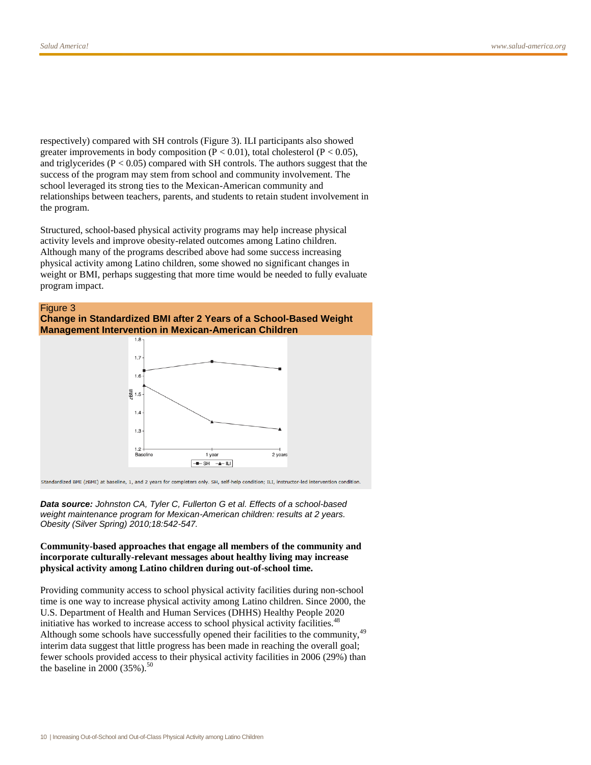respectively) compared with SH controls (Figure 3). ILI participants also showed greater improvements in body composition ($P < 0.01$), total cholesterol ($P < 0.05$), and triglycerides ($P < 0.05$) compared with SH controls. The authors suggest that the success of the program may stem from school and community involvement. The school leveraged its strong ties to the Mexican-American community and relationships between teachers, parents, and students to retain student involvement in the program.

Structured, school-based physical activity programs may help increase physical activity levels and improve obesity-related outcomes among Latino children. Although many of the programs described above had some success increasing physical activity among Latino children, some showed no significant changes in weight or BMI, perhaps suggesting that more time would be needed to fully evaluate program impact.

Figure 3

**Change in Standardized BMI after 2 Years of a School-Based Weight Management Intervention in Mexican-American Children**

Standardized BMI (zBMI) at baseline, 1, and 2 years for completers only. SH, self-help condition; ILI, instructor-led intervention condition.

***Data source:*** *Johnston CA, Tyler C, Fullerton G et al. Effects of a school-based weight maintenance program for Mexican-American children: results at 2 years. Obesity (Silver Spring) 2010;18:542-547.*

**Community-based approaches that engage all members of the community and incorporate culturally-relevant messages about healthy living may increase physical activity among Latino children during out-of-school time.**

Providing community access to school physical activity facilities during non-school time is one way to increase physical activity among Latino children. Since 2000, the U.S. Department of Health and Human Services (DHHS) Healthy People 2020 initiative has worked to increase access to school physical activity facilities.[48] Although some schools have successfully opened their facilities to the community,[49] interim data suggest that little progress has been made in reaching the overall goal; fewer schools provided access to their physical activity facilities in 2006 (29%) than the baseline in 2000 (35%).[50]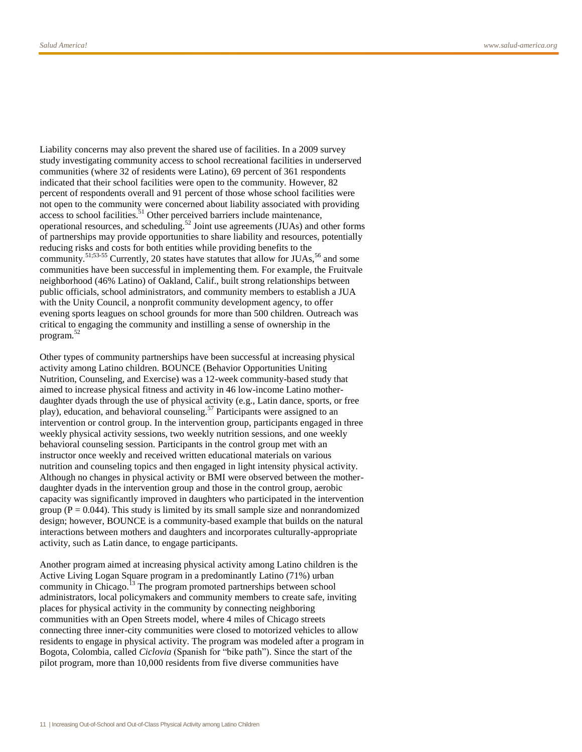Liability concerns may also prevent the shared use of facilities. In a 2009 survey study investigating community access to school recreational facilities in underserved communities (where 32 of residents were Latino), 69 percent of 361 respondents indicated that their school facilities were open to the community. However, 82 percent of respondents overall and 91 percent of those whose school facilities were not open to the community were concerned about liability associated with providing access to school facilities.[51] Other perceived barriers include maintenance, operational resources, and scheduling.[52] Joint use agreements (JUAs) and other forms of partnerships may provide opportunities to share liability and resources, potentially reducing risks and costs for both entities while providing benefits to the community.[51;53-55] Currently, 20 states have statutes that allow for JUAs,[56] and some communities have been successful in implementing them. For example, the Fruitvale neighborhood (46% Latino) of Oakland, Calif., built strong relationships between public officials, school administrators, and community members to establish a JUA with the Unity Council, a nonprofit community development agency, to offer evening sports leagues on school grounds for more than 500 children. Outreach was critical to engaging the community and instilling a sense of ownership in the program.[52]

Other types of community partnerships have been successful at increasing physical activity among Latino children. BOUNCE (Behavior Opportunities Uniting Nutrition, Counseling, and Exercise) was a 12-week community-based study that aimed to increase physical fitness and activity in 46 low-income Latino mother-daughter dyads through the use of physical activity (e.g., Latin dance, sports, or free play), education, and behavioral counseling.[57] Participants were assigned to an intervention or control group. In the intervention group, participants engaged in three weekly physical activity sessions, two weekly nutrition sessions, and one weekly behavioral counseling session. Participants in the control group met with an instructor once weekly and received written educational materials on various nutrition and counseling topics and then engaged in light intensity physical activity. Although no changes in physical activity or BMI were observed between the mother-daughter dyads in the intervention group and those in the control group, aerobic capacity was significantly improved in daughters who participated in the intervention group ($P = 0.044$). This study is limited by its small sample size and nonrandomized design; however, BOUNCE is a community-based example that builds on the natural interactions between mothers and daughters and incorporates culturally-appropriate activity, such as Latin dance, to engage participants.

Another program aimed at increasing physical activity among Latino children is the Active Living Logan Square program in a predominantly Latino (71%) urban community in Chicago.[13] The program promoted partnerships between school administrators, local policymakers and community members to create safe, inviting places for physical activity in the community by connecting neighboring communities with an Open Streets model, where 4 miles of Chicago streets connecting three inner-city communities were closed to motorized vehicles to allow residents to engage in physical activity. The program was modeled after a program in Bogota, Colombia, called *Ciclovia* (Spanish for "bike path"). Since the start of the pilot program, more than 10,000 residents from five diverse communities have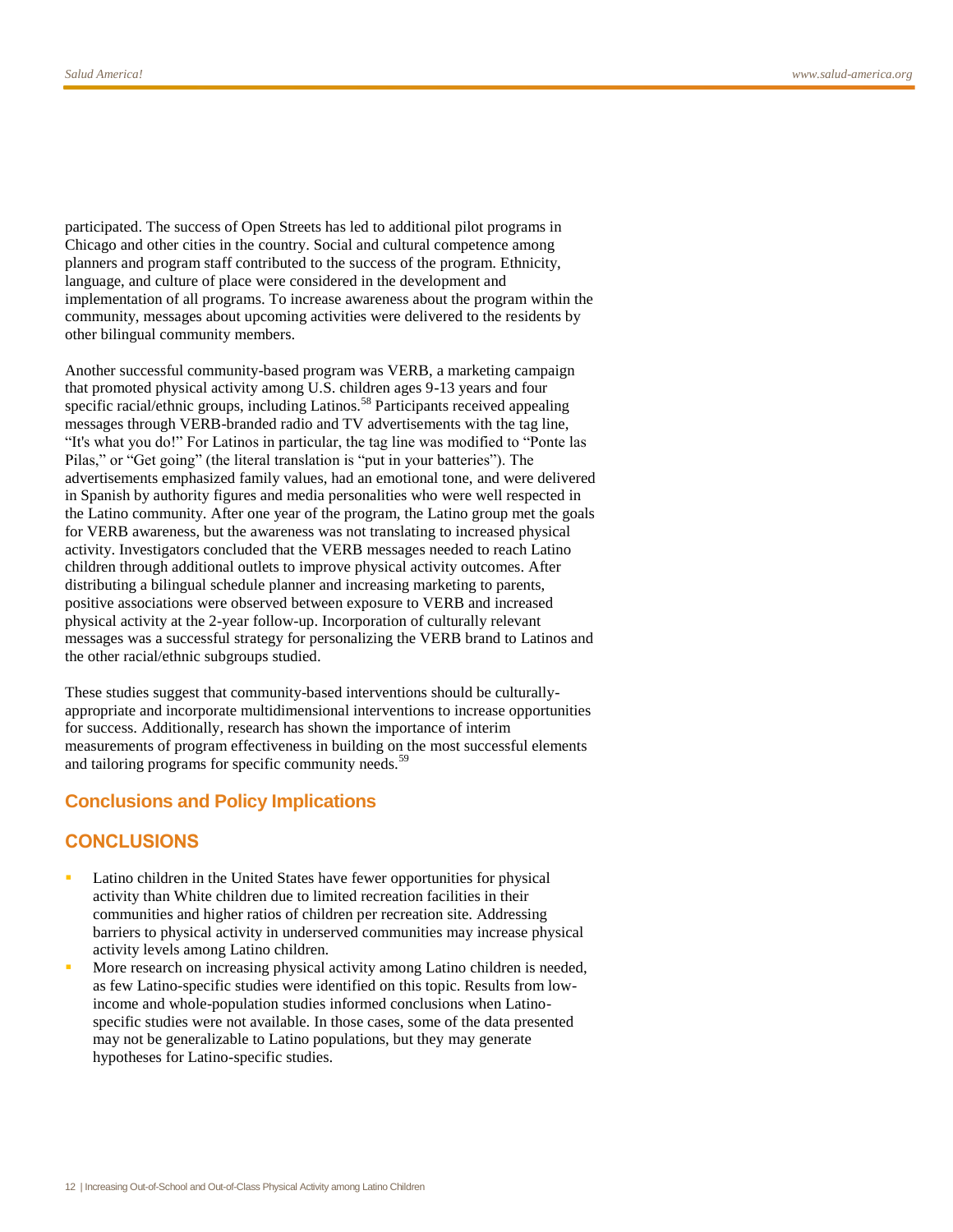participated. The success of Open Streets has led to additional pilot programs in Chicago and other cities in the country. Social and cultural competence among planners and program staff contributed to the success of the program. Ethnicity, language, and culture of place were considered in the development and implementation of all programs. To increase awareness about the program within the community, messages about upcoming activities were delivered to the residents by other bilingual community members.

Another successful community-based program was VERB, a marketing campaign that promoted physical activity among U.S. children ages 9-13 years and four specific racial/ethnic groups, including Latinos.[58] Participants received appealing messages through VERB-branded radio and TV advertisements with the tag line, "It's what you do!" For Latinos in particular, the tag line was modified to "Ponte las Pilas," or "Get going" (the literal translation is "put in your batteries"). The advertisements emphasized family values, had an emotional tone, and were delivered in Spanish by authority figures and media personalities who were well respected in the Latino community. After one year of the program, the Latino group met the goals for VERB awareness, but the awareness was not translating to increased physical activity. Investigators concluded that the VERB messages needed to reach Latino children through additional outlets to improve physical activity outcomes. After distributing a bilingual schedule planner and increasing marketing to parents, positive associations were observed between exposure to VERB and increased physical activity at the 2-year follow-up. Incorporation of culturally relevant messages was a successful strategy for personalizing the VERB brand to Latinos and the other racial/ethnic subgroups studied.

These studies suggest that community-based interventions should be culturally-appropriate and incorporate multidimensional interventions to increase opportunities for success. Additionally, research has shown the importance of interim measurements of program effectiveness in building on the most successful elements and tailoring programs for specific community needs.[59]

## Conclusions and Policy Implications

### CONCLUSIONS

- Latino children in the United States have fewer opportunities for physical activity than White children due to limited recreation facilities in their communities and higher ratios of children per recreation site. Addressing barriers to physical activity in underserved communities may increase physical activity levels among Latino children.
- More research on increasing physical activity among Latino children is needed, as few Latino-specific studies were identified on this topic. Results from low-income and whole-population studies informed conclusions when Latino-specific studies were not available. In those cases, some of the data presented may not be generalizable to Latino populations, but they may generate hypotheses for Latino-specific studies.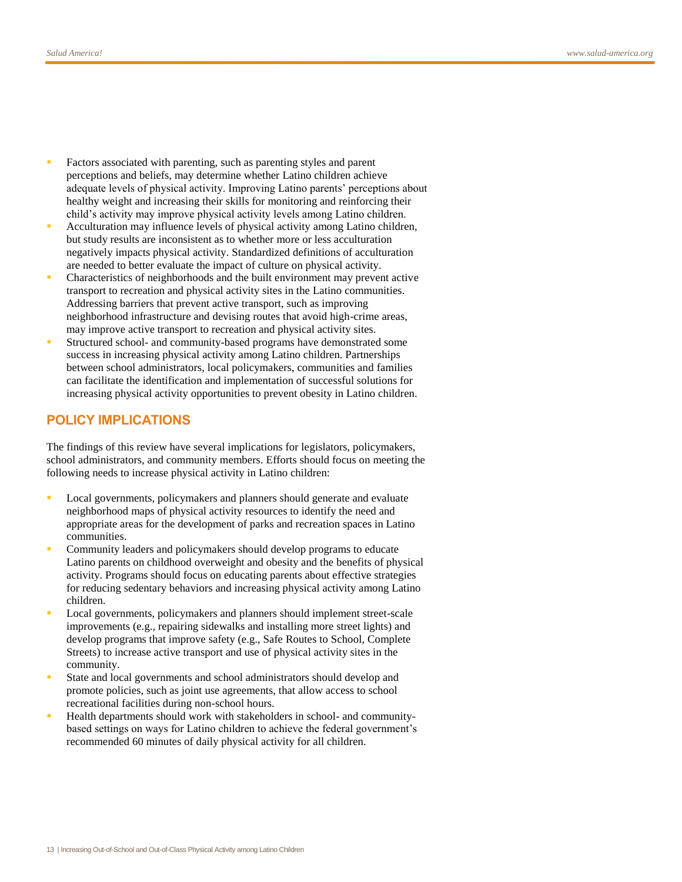- Factors associated with parenting, such as parenting styles and parent perceptions and beliefs, may determine whether Latino children achieve adequate levels of physical activity. Improving Latino parents' perceptions about healthy weight and increasing their skills for monitoring and reinforcing their child's activity may improve physical activity levels among Latino children.
- Acculturation may influence levels of physical activity among Latino children, but study results are inconsistent as to whether more or less acculturation negatively impacts physical activity. Standardized definitions of acculturation are needed to better evaluate the impact of culture on physical activity.
- Characteristics of neighborhoods and the built environment may prevent active transport to recreation and physical activity sites in the Latino communities. Addressing barriers that prevent active transport, such as improving neighborhood infrastructure and devising routes that avoid high-crime areas, may improve active transport to recreation and physical activity sites.
- Structured school- and community-based programs have demonstrated some success in increasing physical activity among Latino children. Partnerships between school administrators, local policymakers, communities and families can facilitate the identification and implementation of successful solutions for increasing physical activity opportunities to prevent obesity in Latino children.

## POLICY IMPLICATIONS

The findings of this review have several implications for legislators, policymakers, school administrators, and community members. Efforts should focus on meeting the following needs to increase physical activity in Latino children:

- Local governments, policymakers and planners should generate and evaluate neighborhood maps of physical activity resources to identify the need and appropriate areas for the development of parks and recreation spaces in Latino communities.
- Community leaders and policymakers should develop programs to educate Latino parents on childhood overweight and obesity and the benefits of physical activity. Programs should focus on educating parents about effective strategies for reducing sedentary behaviors and increasing physical activity among Latino children.
- Local governments, policymakers and planners should implement street-scale improvements (e.g., repairing sidewalks and installing more street lights) and develop programs that improve safety (e.g., Safe Routes to School, Complete Streets) to increase active transport and use of physical activity sites in the community.
- State and local governments and school administrators should develop and promote policies, such as joint use agreements, that allow access to school recreational facilities during non-school hours.
- Health departments should work with stakeholders in school- and community-based settings on ways for Latino children to achieve the federal government's recommended 60 minutes of daily physical activity for all children.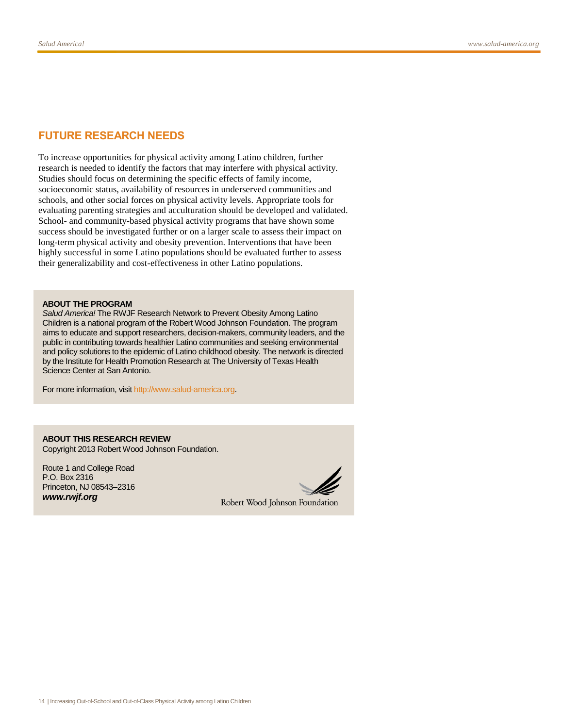## FUTURE RESEARCH NEEDS

To increase opportunities for physical activity among Latino children, further research is needed to identify the factors that may interfere with physical activity. Studies should focus on determining the specific effects of family income, socioeconomic status, availability of resources in underserved communities and schools, and other social forces on physical activity levels. Appropriate tools for evaluating parenting strategies and acculturation should be developed and validated. School- and community-based physical activity programs that have shown some success should be investigated further or on a larger scale to assess their impact on long-term physical activity and obesity prevention. Interventions that have been highly successful in some Latino populations should be evaluated further to assess their generalizability and cost-effectiveness in other Latino populations.

**ABOUT THE PROGRAM**

*Salud America!* The RWJF Research Network to Prevent Obesity Among Latino Children is a national program of the Robert Wood Johnson Foundation. The program aims to educate and support researchers, decision-makers, community leaders, and the public in contributing towards healthier Latino communities and seeking environmental and policy solutions to the epidemic of Latino childhood obesity. The network is directed by the Institute for Health Promotion Research at The University of Texas Health Science Center at San Antonio.

For more information, visit http://www.salud-america.org.

**ABOUT THIS RESEARCH REVIEW**

Copyright 2013 Robert Wood Johnson Foundation.

Route 1 and College Road
P.O. Box 2316
Princeton, NJ 08543–2316
***www.rwjf.org***

Robert Wood Johnson Foundation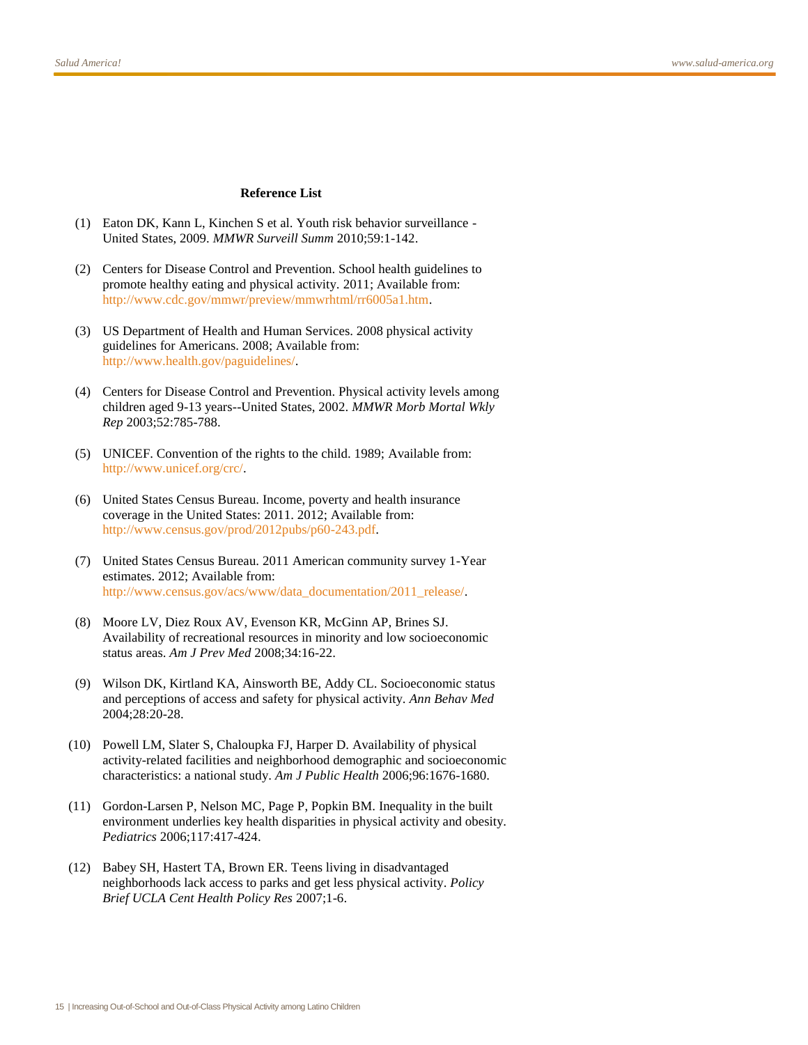**Reference List**

(1) Eaton DK, Kann L, Kinchen S et al. Youth risk behavior surveillance - United States, 2009. *MMWR Surveill Summ* 2010;59:1-142.

(2) Centers for Disease Control and Prevention. School health guidelines to promote healthy eating and physical activity. 2011; Available from: http://www.cdc.gov/mmwr/preview/mmwrhtml/rr6005a1.htm.

(3) US Department of Health and Human Services. 2008 physical activity guidelines for Americans. 2008; Available from: http://www.health.gov/paguidelines/.

(4) Centers for Disease Control and Prevention. Physical activity levels among children aged 9-13 years--United States, 2002. *MMWR Morb Mortal Wkly Rep* 2003;52:785-788.

(5) UNICEF. Convention of the rights to the child. 1989; Available from: http://www.unicef.org/crc/.

(6) United States Census Bureau. Income, poverty and health insurance coverage in the United States: 2011. 2012; Available from: http://www.census.gov/prod/2012pubs/p60-243.pdf.

(7) United States Census Bureau. 2011 American community survey 1-Year estimates. 2012; Available from: http://www.census.gov/acs/www/data_documentation/2011_release/.

(8) Moore LV, Diez Roux AV, Evenson KR, McGinn AP, Brines SJ. Availability of recreational resources in minority and low socioeconomic status areas. *Am J Prev Med* 2008;34:16-22.

(9) Wilson DK, Kirtland KA, Ainsworth BE, Addy CL. Socioeconomic status and perceptions of access and safety for physical activity. *Ann Behav Med* 2004;28:20-28.

(10) Powell LM, Slater S, Chaloupka FJ, Harper D. Availability of physical activity-related facilities and neighborhood demographic and socioeconomic characteristics: a national study. *Am J Public Health* 2006;96:1676-1680.

(11) Gordon-Larsen P, Nelson MC, Page P, Popkin BM. Inequality in the built environment underlies key health disparities in physical activity and obesity. *Pediatrics* 2006;117:417-424.

(12) Babey SH, Hastert TA, Brown ER. Teens living in disadvantaged neighborhoods lack access to parks and get less physical activity. *Policy Brief UCLA Cent Health Policy Res* 2007;1-6.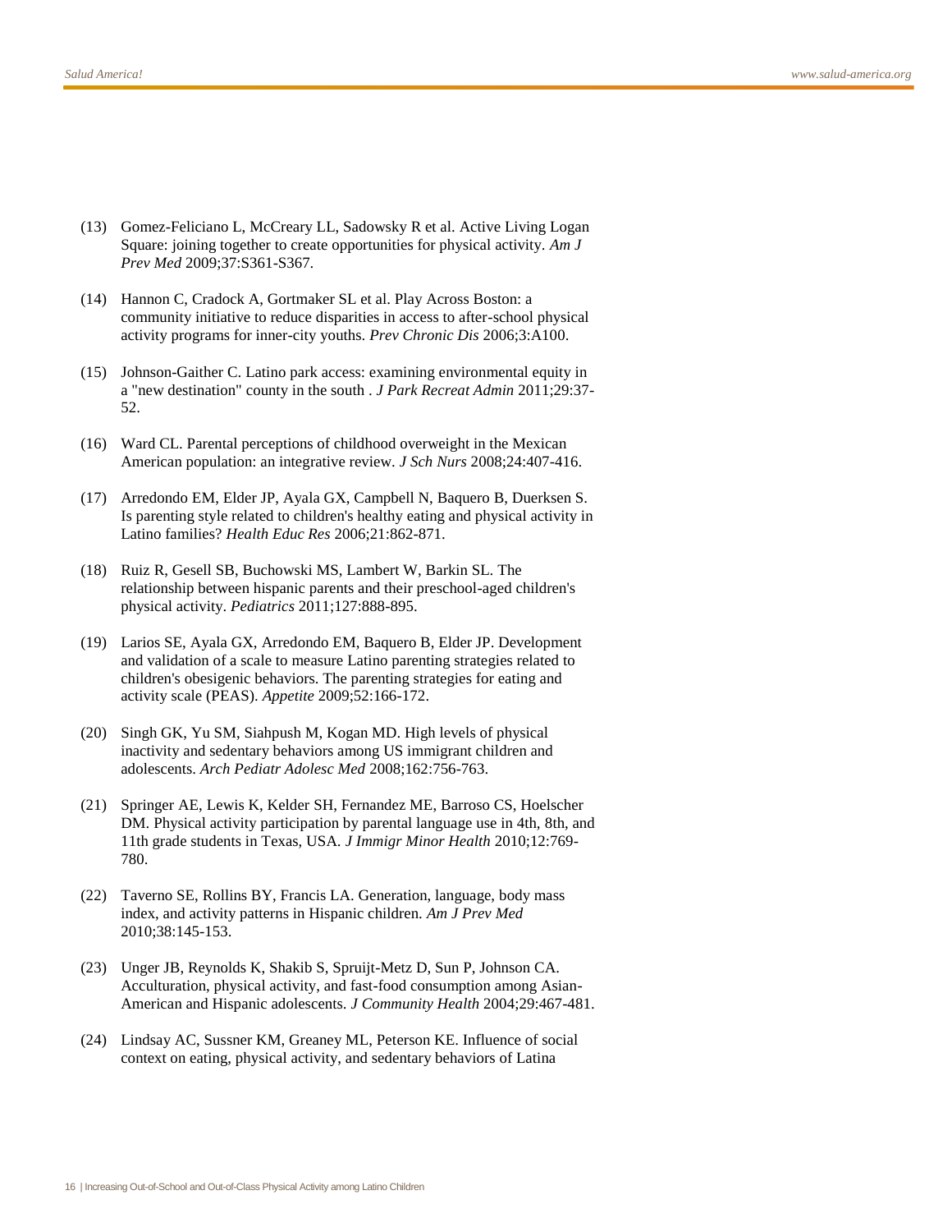(13) Gomez-Feliciano L, McCreary LL, Sadowsky R et al. Active Living Logan Square: joining together to create opportunities for physical activity. *Am J Prev Med* 2009;37:S361-S367.

(14) Hannon C, Cradock A, Gortmaker SL et al. Play Across Boston: a community initiative to reduce disparities in access to after-school physical activity programs for inner-city youths. *Prev Chronic Dis* 2006;3:A100.

(15) Johnson-Gaither C. Latino park access: examining environmental equity in a "new destination" county in the south . *J Park Recreat Admin* 2011;29:37-52.

(16) Ward CL. Parental perceptions of childhood overweight in the Mexican American population: an integrative review. *J Sch Nurs* 2008;24:407-416.

(17) Arredondo EM, Elder JP, Ayala GX, Campbell N, Baquero B, Duerksen S. Is parenting style related to children's healthy eating and physical activity in Latino families? *Health Educ Res* 2006;21:862-871.

(18) Ruiz R, Gesell SB, Buchowski MS, Lambert W, Barkin SL. The relationship between hispanic parents and their preschool-aged children's physical activity. *Pediatrics* 2011;127:888-895.

(19) Larios SE, Ayala GX, Arredondo EM, Baquero B, Elder JP. Development and validation of a scale to measure Latino parenting strategies related to children's obesigenic behaviors. The parenting strategies for eating and activity scale (PEAS). *Appetite* 2009;52:166-172.

(20) Singh GK, Yu SM, Siahpush M, Kogan MD. High levels of physical inactivity and sedentary behaviors among US immigrant children and adolescents. *Arch Pediatr Adolesc Med* 2008;162:756-763.

(21) Springer AE, Lewis K, Kelder SH, Fernandez ME, Barroso CS, Hoelscher DM. Physical activity participation by parental language use in 4th, 8th, and 11th grade students in Texas, USA. *J Immigr Minor Health* 2010;12:769-780.

(22) Taverno SE, Rollins BY, Francis LA. Generation, language, body mass index, and activity patterns in Hispanic children. *Am J Prev Med* 2010;38:145-153.

(23) Unger JB, Reynolds K, Shakib S, Spruijt-Metz D, Sun P, Johnson CA. Acculturation, physical activity, and fast-food consumption among Asian-American and Hispanic adolescents. *J Community Health* 2004;29:467-481.

(24) Lindsay AC, Sussner KM, Greaney ML, Peterson KE. Influence of social context on eating, physical activity, and sedentary behaviors of Latina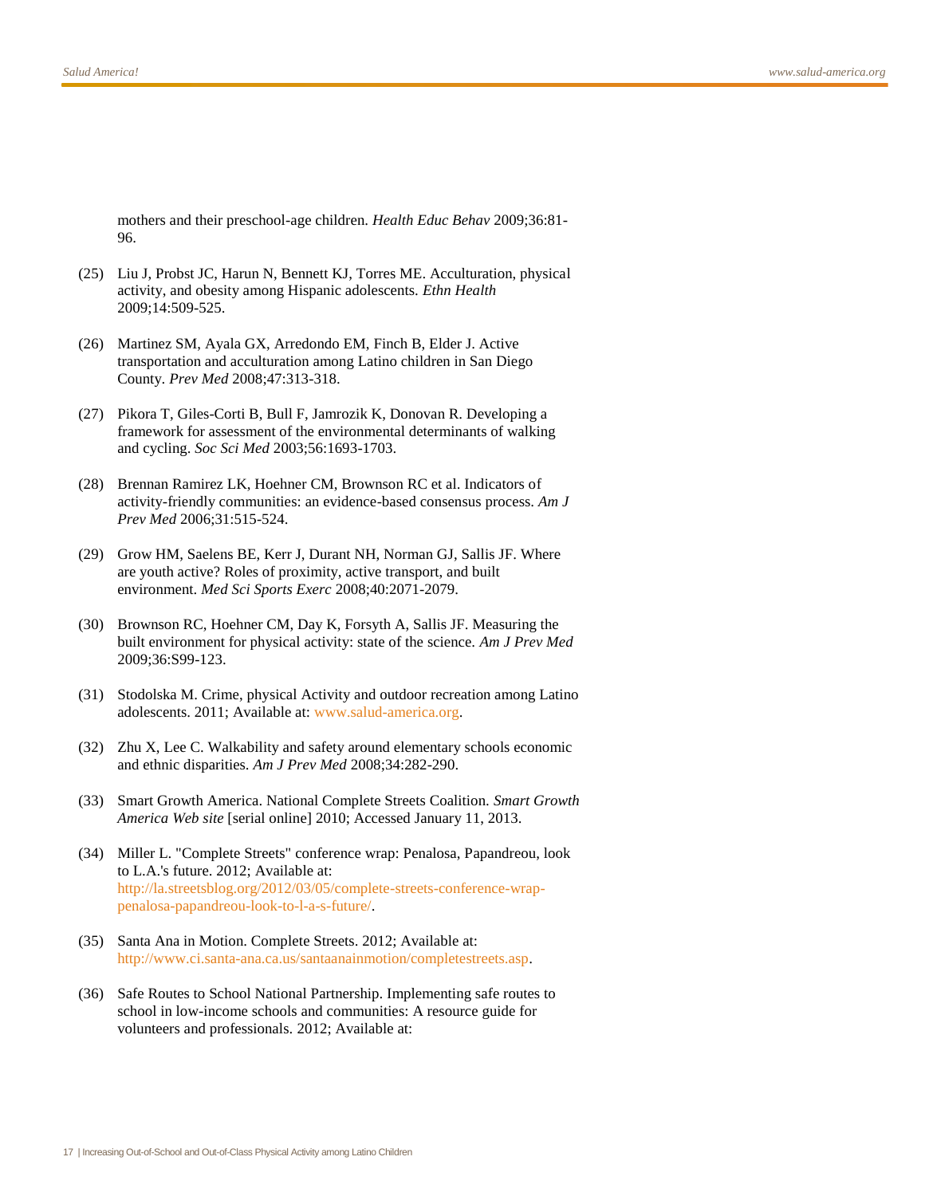mothers and their preschool-age children. *Health Educ Behav* 2009;36:81-96.

(25) Liu J, Probst JC, Harun N, Bennett KJ, Torres ME. Acculturation, physical activity, and obesity among Hispanic adolescents. *Ethn Health* 2009;14:509-525.

(26) Martinez SM, Ayala GX, Arredondo EM, Finch B, Elder J. Active transportation and acculturation among Latino children in San Diego County. *Prev Med* 2008;47:313-318.

(27) Pikora T, Giles-Corti B, Bull F, Jamrozik K, Donovan R. Developing a framework for assessment of the environmental determinants of walking and cycling. *Soc Sci Med* 2003;56:1693-1703.

(28) Brennan Ramirez LK, Hoehner CM, Brownson RC et al. Indicators of activity-friendly communities: an evidence-based consensus process. *Am J Prev Med* 2006;31:515-524.

(29) Grow HM, Saelens BE, Kerr J, Durant NH, Norman GJ, Sallis JF. Where are youth active? Roles of proximity, active transport, and built environment. *Med Sci Sports Exerc* 2008;40:2071-2079.

(30) Brownson RC, Hoehner CM, Day K, Forsyth A, Sallis JF. Measuring the built environment for physical activity: state of the science. *Am J Prev Med* 2009;36:S99-123.

(31) Stodolska M. Crime, physical Activity and outdoor recreation among Latino adolescents. 2011; Available at: www.salud-america.org.

(32) Zhu X, Lee C. Walkability and safety around elementary schools economic and ethnic disparities. *Am J Prev Med* 2008;34:282-290.

(33) Smart Growth America. National Complete Streets Coalition. *Smart Growth America Web site* [serial online] 2010; Accessed January 11, 2013.

(34) Miller L. "Complete Streets" conference wrap: Penalosa, Papandreou, look to L.A.'s future. 2012; Available at: http://la.streetsblog.org/2012/03/05/complete-streets-conference-wrap-penalosa-papandreou-look-to-l-a-s-future/.

(35) Santa Ana in Motion. Complete Streets. 2012; Available at: http://www.ci.santa-ana.ca.us/santaanainmotion/completestreets.asp.

(36) Safe Routes to School National Partnership. Implementing safe routes to school in low-income schools and communities: A resource guide for volunteers and professionals. 2012; Available at: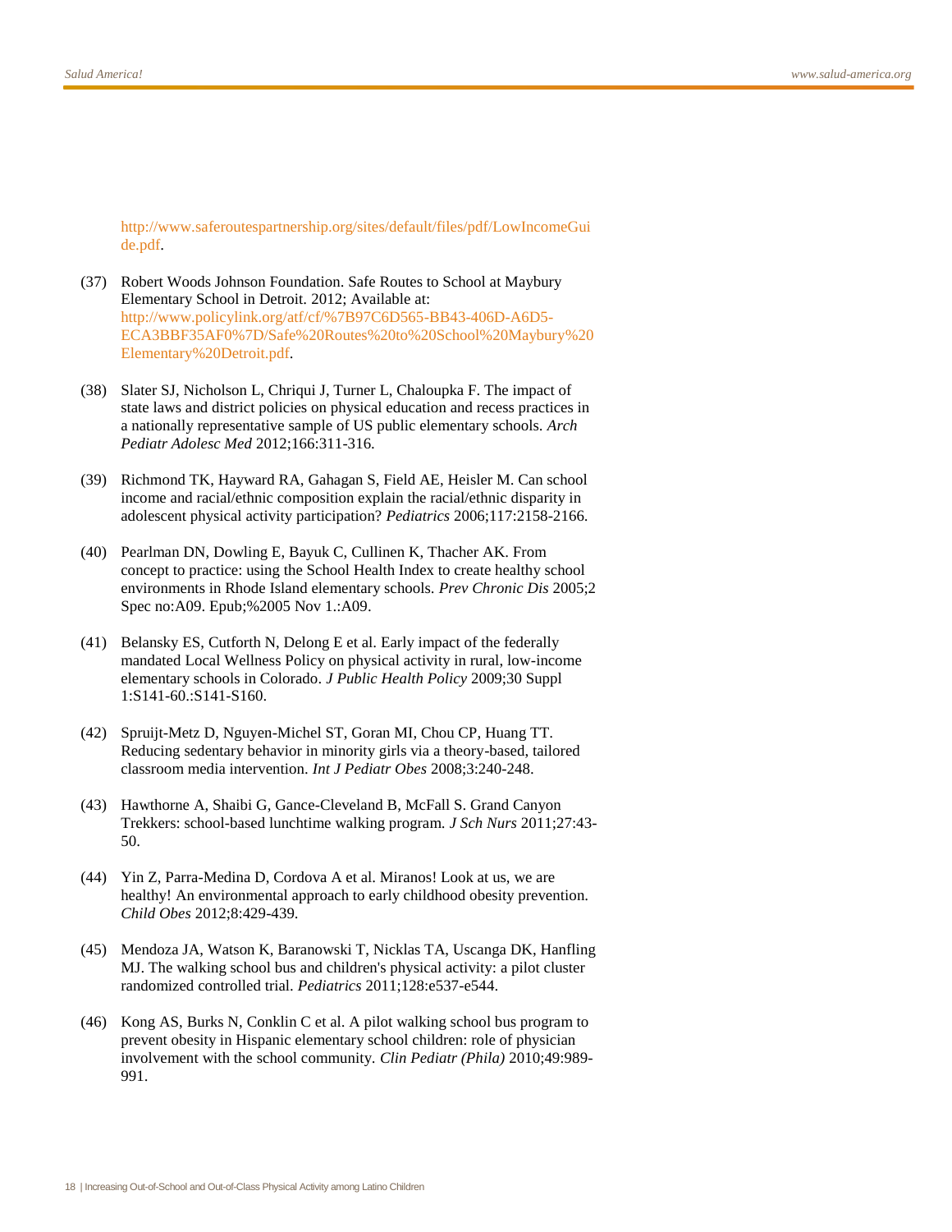http://www.saferoutespartnership.org/sites/default/files/pdf/LowIncomeGuide.pdf.

(37) Robert Woods Johnson Foundation. Safe Routes to School at Maybury Elementary School in Detroit. 2012; Available at: http://www.policylink.org/atf/cf/%7B97C6D565-BB43-406D-A6D5-ECA3BBF35AF0%7D/Safe%20Routes%20to%20School%20Maybury%20Elementary%20Detroit.pdf.

(38) Slater SJ, Nicholson L, Chriqui J, Turner L, Chaloupka F. The impact of state laws and district policies on physical education and recess practices in a nationally representative sample of US public elementary schools. *Arch Pediatr Adolesc Med* 2012;166:311-316.

(39) Richmond TK, Hayward RA, Gahagan S, Field AE, Heisler M. Can school income and racial/ethnic composition explain the racial/ethnic disparity in adolescent physical activity participation? *Pediatrics* 2006;117:2158-2166.

(40) Pearlman DN, Dowling E, Bayuk C, Cullinen K, Thacher AK. From concept to practice: using the School Health Index to create healthy school environments in Rhode Island elementary schools. *Prev Chronic Dis* 2005;2 Spec no:A09. Epub;%2005 Nov 1.:A09.

(41) Belansky ES, Cutforth N, Delong E et al. Early impact of the federally mandated Local Wellness Policy on physical activity in rural, low-income elementary schools in Colorado. *J Public Health Policy* 2009;30 Suppl 1:S141-60.:S141-S160.

(42) Spruijt-Metz D, Nguyen-Michel ST, Goran MI, Chou CP, Huang TT. Reducing sedentary behavior in minority girls via a theory-based, tailored classroom media intervention. *Int J Pediatr Obes* 2008;3:240-248.

(43) Hawthorne A, Shaibi G, Gance-Cleveland B, McFall S. Grand Canyon Trekkers: school-based lunchtime walking program. *J Sch Nurs* 2011;27:43-50.

(44) Yin Z, Parra-Medina D, Cordova A et al. Miranos! Look at us, we are healthy! An environmental approach to early childhood obesity prevention. *Child Obes* 2012;8:429-439.

(45) Mendoza JA, Watson K, Baranowski T, Nicklas TA, Uscanga DK, Hanfling MJ. The walking school bus and children's physical activity: a pilot cluster randomized controlled trial. *Pediatrics* 2011;128:e537-e544.

(46) Kong AS, Burks N, Conklin C et al. A pilot walking school bus program to prevent obesity in Hispanic elementary school children: role of physician involvement with the school community. *Clin Pediatr (Phila)* 2010;49:989-991.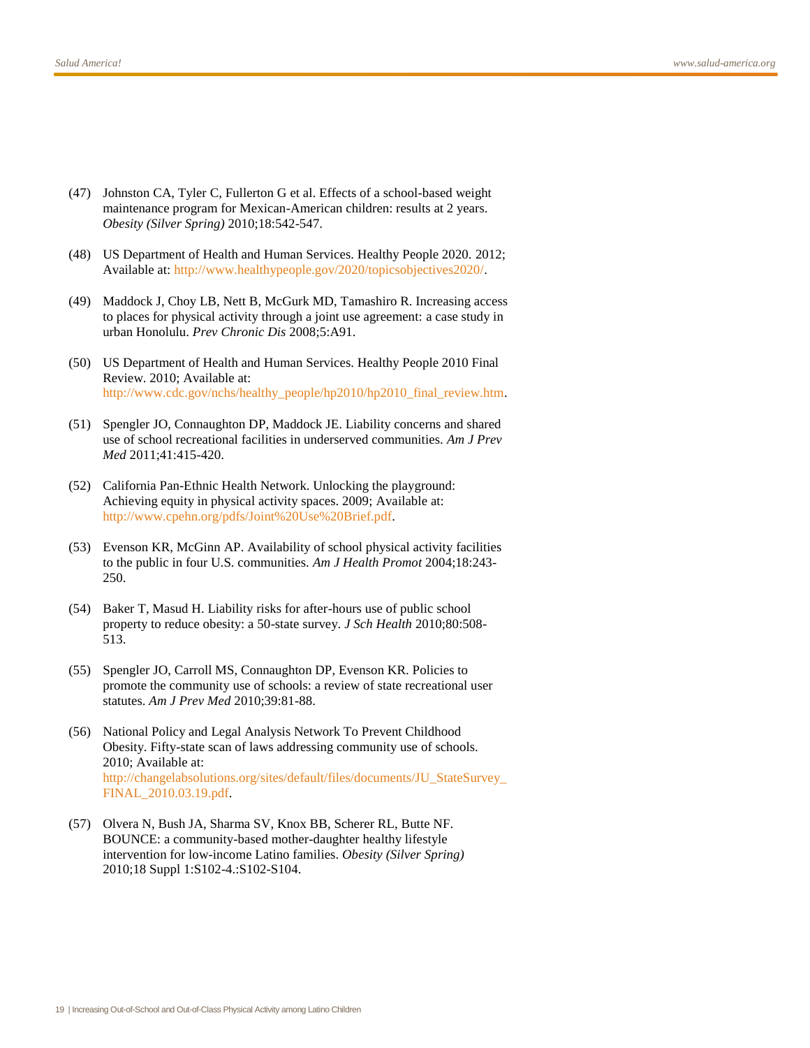(47) Johnston CA, Tyler C, Fullerton G et al. Effects of a school-based weight maintenance program for Mexican-American children: results at 2 years. *Obesity (Silver Spring)* 2010;18:542-547.

(48) US Department of Health and Human Services. Healthy People 2020. 2012; Available at: http://www.healthypeople.gov/2020/topicsobjectives2020/.

(49) Maddock J, Choy LB, Nett B, McGurk MD, Tamashiro R. Increasing access to places for physical activity through a joint use agreement: a case study in urban Honolulu. *Prev Chronic Dis* 2008;5:A91.

(50) US Department of Health and Human Services. Healthy People 2010 Final Review. 2010; Available at: http://www.cdc.gov/nchs/healthy_people/hp2010/hp2010_final_review.htm.

(51) Spengler JO, Connaughton DP, Maddock JE. Liability concerns and shared use of school recreational facilities in underserved communities. *Am J Prev Med* 2011;41:415-420.

(52) California Pan-Ethnic Health Network. Unlocking the playground: Achieving equity in physical activity spaces. 2009; Available at: http://www.cpehn.org/pdfs/Joint%20Use%20Brief.pdf.

(53) Evenson KR, McGinn AP. Availability of school physical activity facilities to the public in four U.S. communities. *Am J Health Promot* 2004;18:243-250.

(54) Baker T, Masud H. Liability risks for after-hours use of public school property to reduce obesity: a 50-state survey. *J Sch Health* 2010;80:508-513.

(55) Spengler JO, Carroll MS, Connaughton DP, Evenson KR. Policies to promote the community use of schools: a review of state recreational user statutes. *Am J Prev Med* 2010;39:81-88.

(56) National Policy and Legal Analysis Network To Prevent Childhood Obesity. Fifty-state scan of laws addressing community use of schools. 2010; Available at: http://changelabsolutions.org/sites/default/files/documents/JU_StateSurvey_FINAL_2010.03.19.pdf.

(57) Olvera N, Bush JA, Sharma SV, Knox BB, Scherer RL, Butte NF. BOUNCE: a community-based mother-daughter healthy lifestyle intervention for low-income Latino families. *Obesity (Silver Spring)* 2010;18 Suppl 1:S102-4.:S102-S104.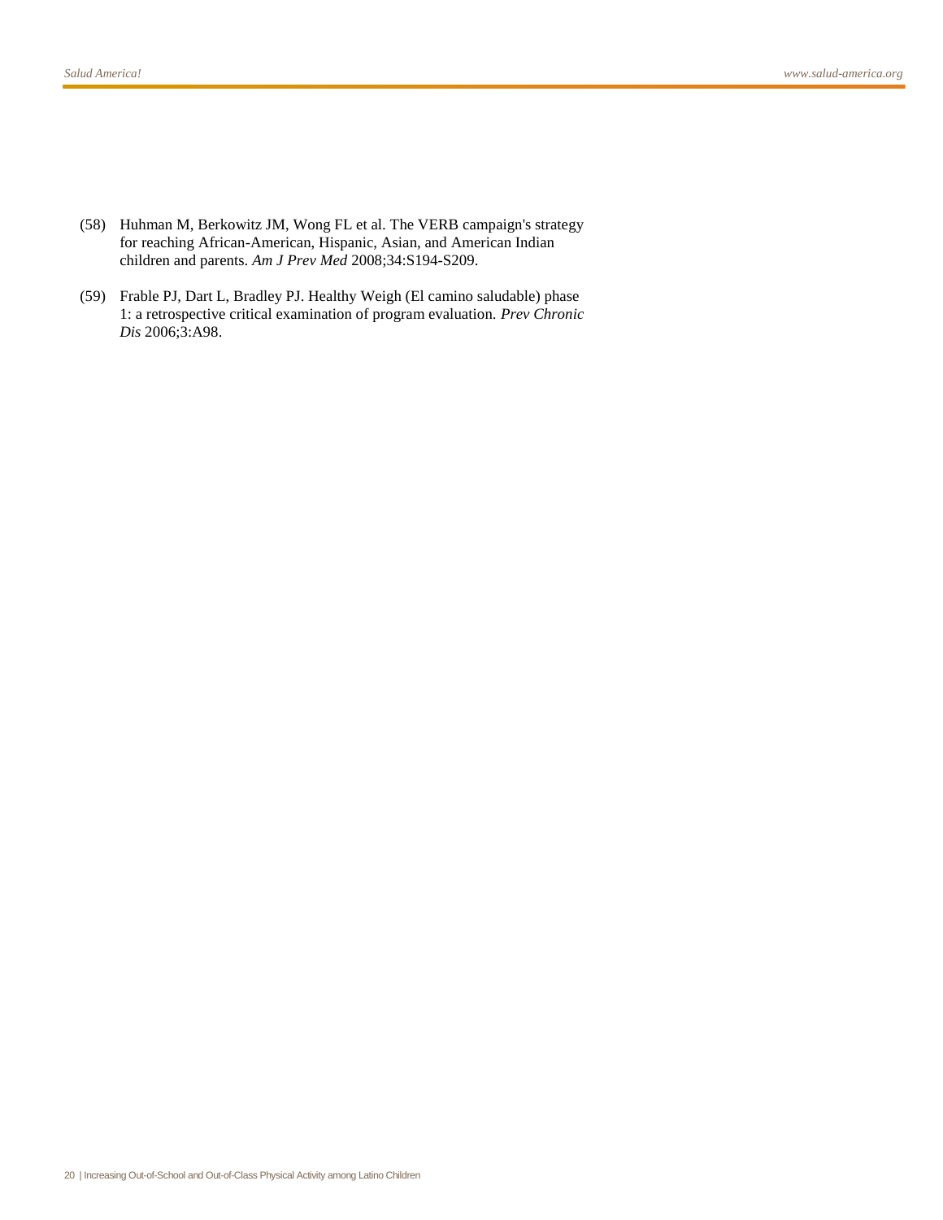(58) Huhman M, Berkowitz JM, Wong FL et al. The VERB campaign's strategy for reaching African-American, Hispanic, Asian, and American Indian children and parents. *Am J Prev Med* 2008;34:S194-S209.

(59) Frable PJ, Dart L, Bradley PJ. Healthy Weigh (El camino saludable) phase 1: a retrospective critical examination of program evaluation. *Prev Chronic Dis* 2006;3:A98.